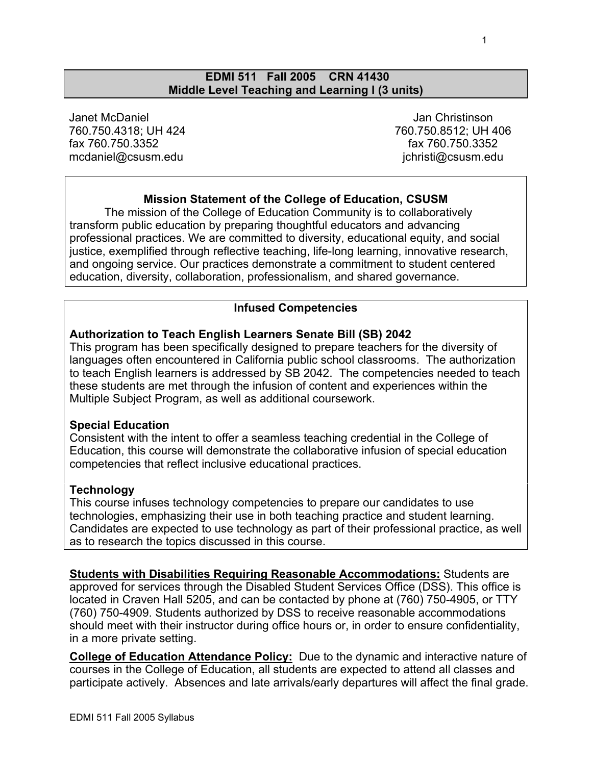# EDMI 511 Fall 2005 CRN 41430
## Middle Level Teaching and Learning I (3 units)

Janet McDaniel
760.750.4318; UH 424
fax 760.750.3352
mcdaniel@csusm.edu

Jan Christinson
760.750.8512; UH 406
fax 760.750.3352
jchristi@csusm.edu

### Mission Statement of the College of Education, CSUSM

The mission of the College of Education Community is to collaboratively transform public education by preparing thoughtful educators and advancing professional practices. We are committed to diversity, educational equity, and social justice, exemplified through reflective teaching, life-long learning, innovative research, and ongoing service. Our practices demonstrate a commitment to student centered education, diversity, collaboration, professionalism, and shared governance.

### Infused Competencies

**Authorization to Teach English Learners Senate Bill (SB) 2042**

This program has been specifically designed to prepare teachers for the diversity of languages often encountered in California public school classrooms. The authorization to teach English learners is addressed by SB 2042. The competencies needed to teach these students are met through the infusion of content and experiences within the Multiple Subject Program, as well as additional coursework.

**Special Education**

Consistent with the intent to offer a seamless teaching credential in the College of Education, this course will demonstrate the collaborative infusion of special education competencies that reflect inclusive educational practices.

**Technology**

This course infuses technology competencies to prepare our candidates to use technologies, emphasizing their use in both teaching practice and student learning. Candidates are expected to use technology as part of their professional practice, as well as to research the topics discussed in this course.

**Students with Disabilities Requiring Reasonable Accommodations:** Students are approved for services through the Disabled Student Services Office (DSS). This office is located in Craven Hall 5205, and can be contacted by phone at (760) 750-4905, or TTY (760) 750-4909. Students authorized by DSS to receive reasonable accommodations should meet with their instructor during office hours or, in order to ensure confidentiality, in a more private setting.

**College of Education Attendance Policy:** Due to the dynamic and interactive nature of courses in the College of Education, all students are expected to attend all classes and participate actively. Absences and late arrivals/early departures will affect the final grade.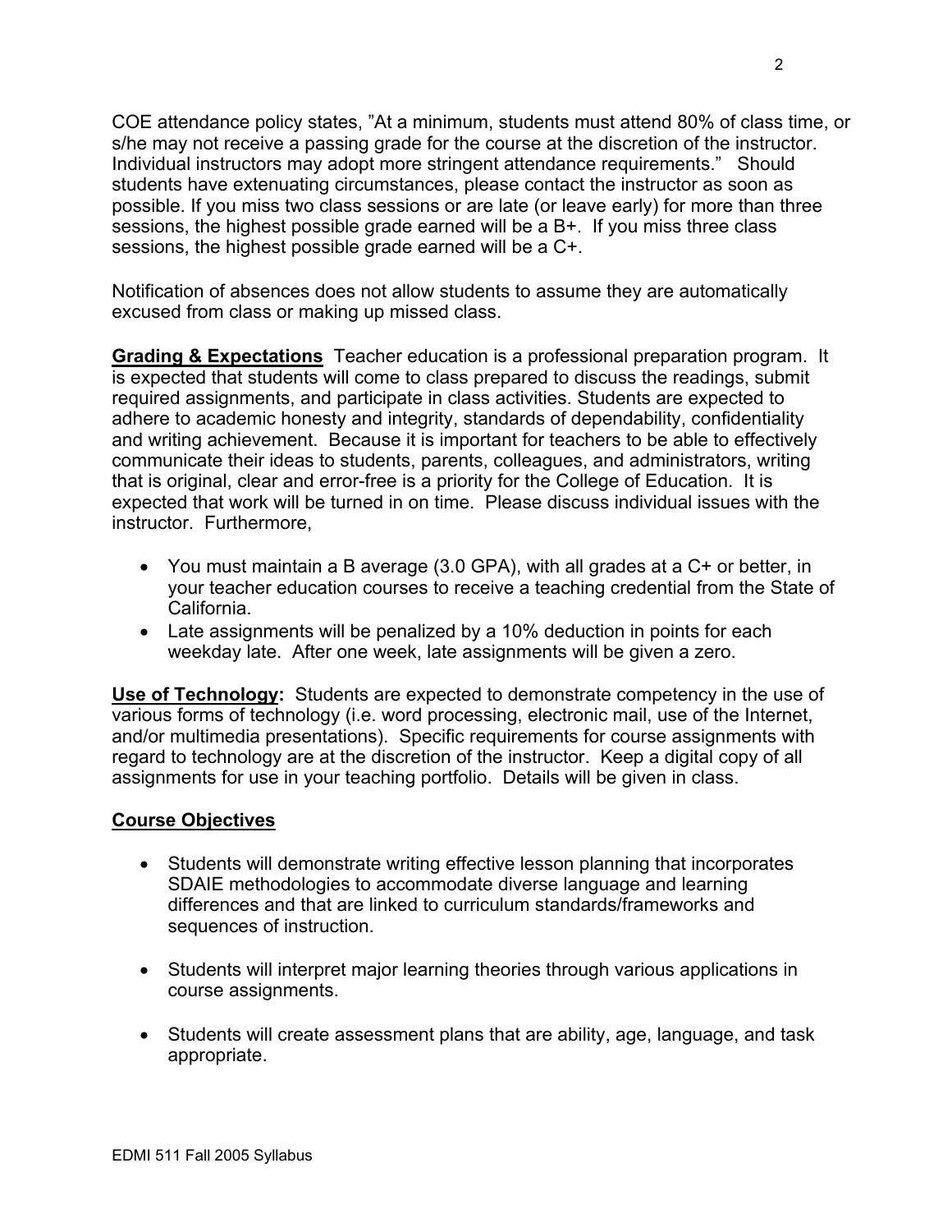COE attendance policy states, "At a minimum, students must attend 80% of class time, or s/he may not receive a passing grade for the course at the discretion of the instructor. Individual instructors may adopt more stringent attendance requirements." Should students have extenuating circumstances, please contact the instructor as soon as possible. If you miss two class sessions or are late (or leave early) for more than three sessions, the highest possible grade earned will be a B+. If you miss three class sessions, the highest possible grade earned will be a C+.

Notification of absences does not allow students to assume they are automatically excused from class or making up missed class.

**Grading & Expectations** Teacher education is a professional preparation program. It is expected that students will come to class prepared to discuss the readings, submit required assignments, and participate in class activities. Students are expected to adhere to academic honesty and integrity, standards of dependability, confidentiality and writing achievement. Because it is important for teachers to be able to effectively communicate their ideas to students, parents, colleagues, and administrators, writing that is original, clear and error-free is a priority for the College of Education. It is expected that work will be turned in on time. Please discuss individual issues with the instructor. Furthermore,

- You must maintain a B average (3.0 GPA), with all grades at a C+ or better, in your teacher education courses to receive a teaching credential from the State of California.
- Late assignments will be penalized by a 10% deduction in points for each weekday late. After one week, late assignments will be given a zero.

**Use of Technology:** Students are expected to demonstrate competency in the use of various forms of technology (i.e. word processing, electronic mail, use of the Internet, and/or multimedia presentations). Specific requirements for course assignments with regard to technology are at the discretion of the instructor. Keep a digital copy of all assignments for use in your teaching portfolio. Details will be given in class.

**Course Objectives**

- Students will demonstrate writing effective lesson planning that incorporates SDAIE methodologies to accommodate diverse language and learning differences and that are linked to curriculum standards/frameworks and sequences of instruction.

- Students will interpret major learning theories through various applications in course assignments.

- Students will create assessment plans that are ability, age, language, and task appropriate.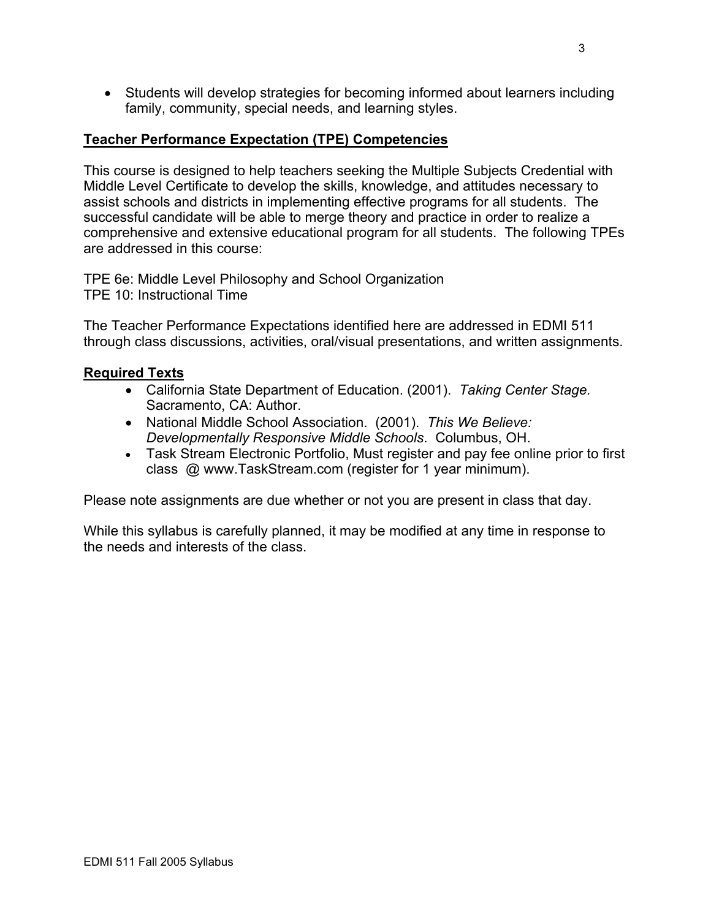- Students will develop strategies for becoming informed about learners including family, community, special needs, and learning styles.

## Teacher Performance Expectation (TPE) Competencies

This course is designed to help teachers seeking the Multiple Subjects Credential with Middle Level Certificate to develop the skills, knowledge, and attitudes necessary to assist schools and districts in implementing effective programs for all students. The successful candidate will be able to merge theory and practice in order to realize a comprehensive and extensive educational program for all students. The following TPEs are addressed in this course:

TPE 6e: Middle Level Philosophy and School Organization
TPE 10: Instructional Time

The Teacher Performance Expectations identified here are addressed in EDMI 511 through class discussions, activities, oral/visual presentations, and written assignments.

## Required Texts

- California State Department of Education. (2001). *Taking Center Stage.* Sacramento, CA: Author.
- National Middle School Association. (2001). *This We Believe: Developmentally Responsive Middle Schools*. Columbus, OH.
- Task Stream Electronic Portfolio, Must register and pay fee online prior to first class @ www.TaskStream.com (register for 1 year minimum).

Please note assignments are due whether or not you are present in class that day.

While this syllabus is carefully planned, it may be modified at any time in response to the needs and interests of the class.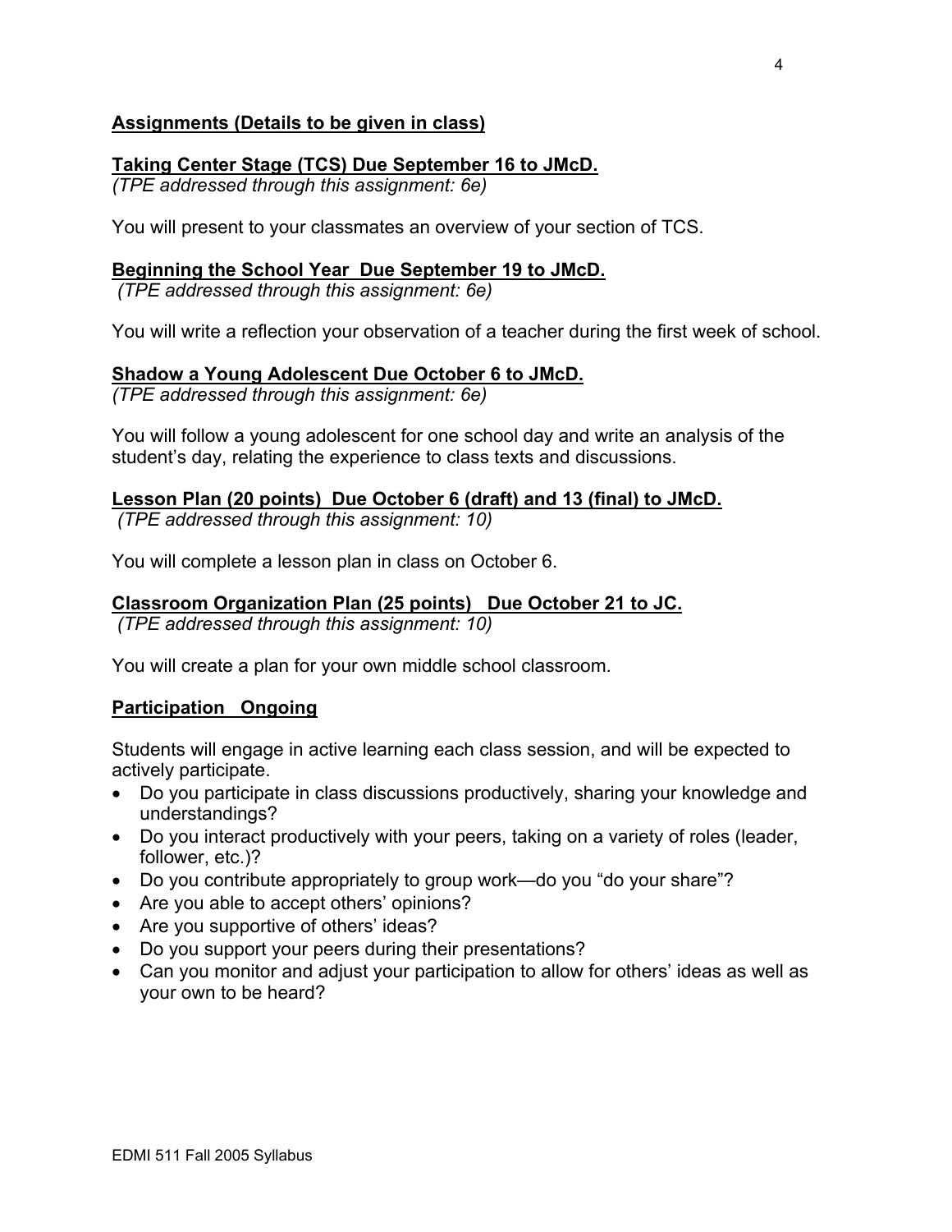## Assignments (Details to be given in class)

### Taking Center Stage (TCS) Due September 16 to JMcD.

*(TPE addressed through this assignment: 6e)*

You will present to your classmates an overview of your section of TCS.

### Beginning the School Year Due September 19 to JMcD.

*(TPE addressed through this assignment: 6e)*

You will write a reflection your observation of a teacher during the first week of school.

### Shadow a Young Adolescent Due October 6 to JMcD.

*(TPE addressed through this assignment: 6e)*

You will follow a young adolescent for one school day and write an analysis of the student's day, relating the experience to class texts and discussions.

### Lesson Plan (20 points) Due October 6 (draft) and 13 (final) to JMcD.

*(TPE addressed through this assignment: 10)*

You will complete a lesson plan in class on October 6.

### Classroom Organization Plan (25 points) Due October 21 to JC.

*(TPE addressed through this assignment: 10)*

You will create a plan for your own middle school classroom.

### Participation Ongoing

Students will engage in active learning each class session, and will be expected to actively participate.

- Do you participate in class discussions productively, sharing your knowledge and understandings?
- Do you interact productively with your peers, taking on a variety of roles (leader, follower, etc.)?
- Do you contribute appropriately to group work—do you "do your share"?
- Are you able to accept others' opinions?
- Are you supportive of others' ideas?
- Do you support your peers during their presentations?
- Can you monitor and adjust your participation to allow for others' ideas as well as your own to be heard?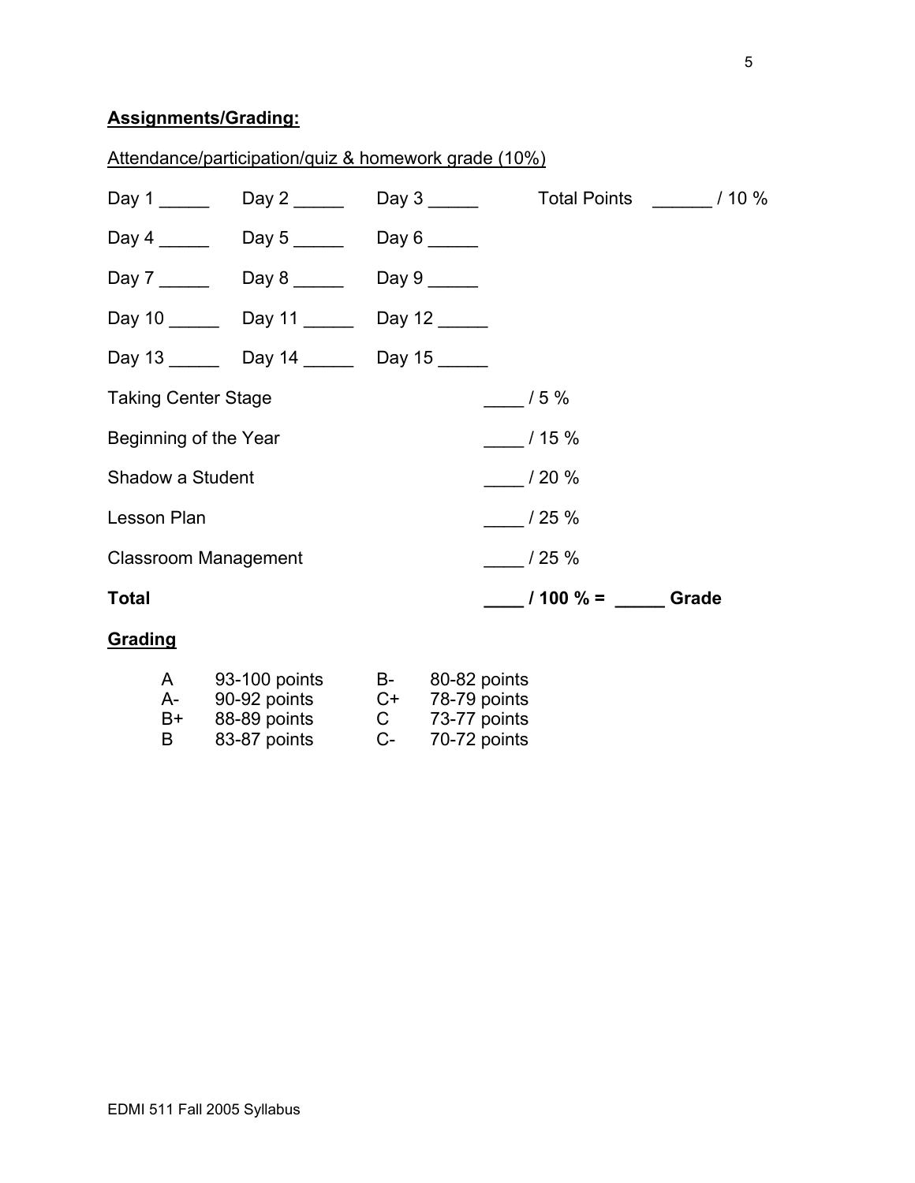**Assignments/Grading:**

Attendance/participation/quiz & homework grade (10%)

Day 1 _____ Day 2 _____ Day 3 _____ Total Points ______ / 10 %

Day 4 _____ Day 5 _____ Day 6 _____

Day 7 _____ Day 8 _____ Day 9 _____

Day 10 _____ Day 11 _____ Day 12 _____

Day 13 _____ Day 14 _____ Day 15 _____

| | |
|---|---|
| Taking Center Stage | ____ / 5 % |
| Beginning of the Year | ____ / 15 % |
| Shadow a Student | ____ / 20 % |
| Lesson Plan | ____ / 25 % |
| Classroom Management | ____ / 25 % |
| **Total** | **____ / 100 % = _____ Grade** |

**Grading**

| | | | |
|---|---|---|---|
| A | 93-100 points | B- | 80-82 points |
| A- | 90-92 points | C+ | 78-79 points |
| B+ | 88-89 points | C | 73-77 points |
| B | 83-87 points | C- | 70-72 points |